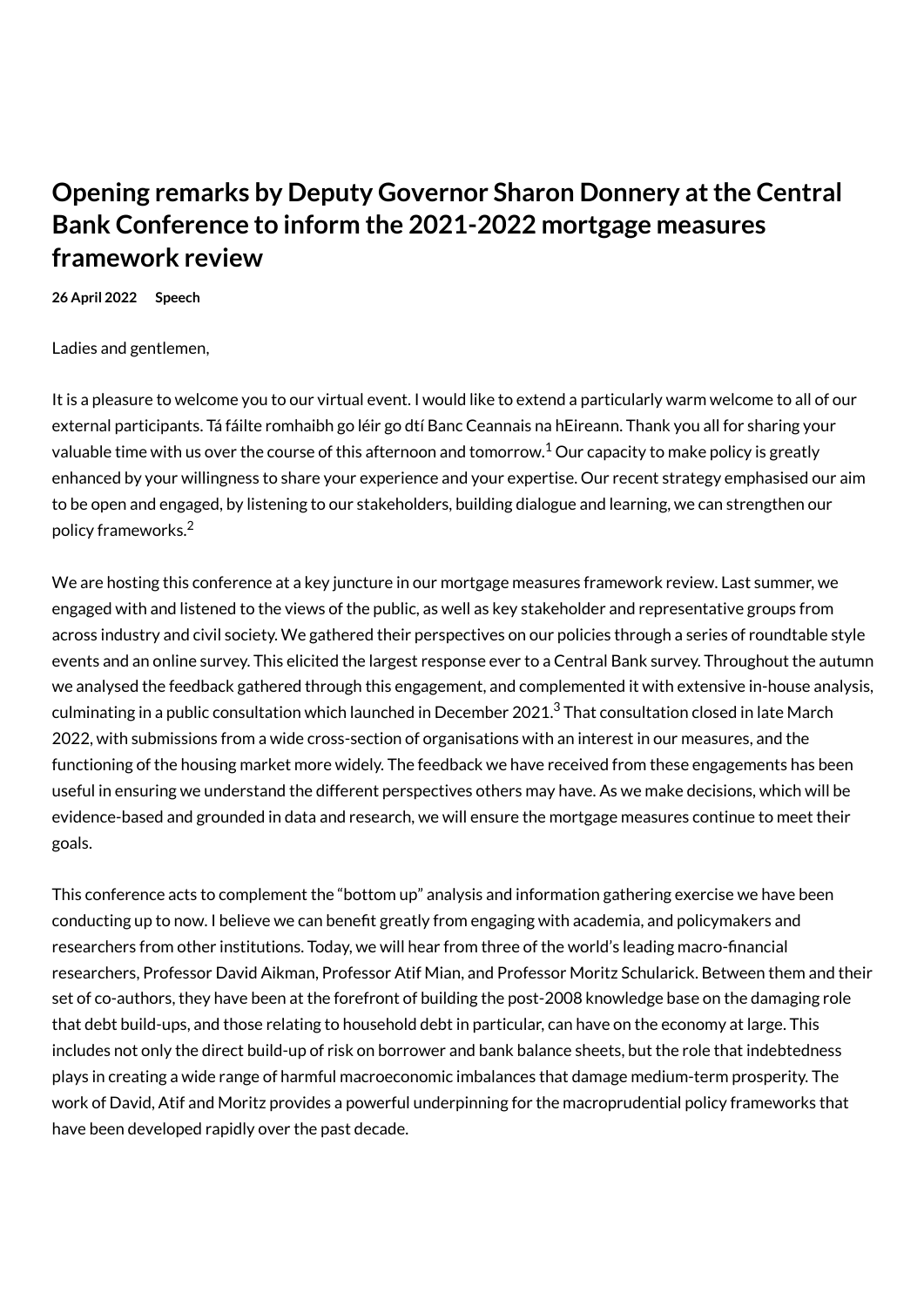# Opening remarks by Deputy Governor Sharon Donnery at the Central Bank Conference to inform the 2021-2022 mortgage measures framework review

**26 April 2022** **Speech**

Ladies and gentlemen,

It is a pleasure to welcome you to our virtual event. I would like to extend a particularly warm welcome to all of our external participants. Tá fáilte romhaibh go léir go dtí Banc Ceannais na hEireann. Thank you all for sharing your valuable time with us over the course of this afternoon and tomorrow.[1] Our capacity to make policy is greatly enhanced by your willingness to share your experience and your expertise. Our recent strategy emphasised our aim to be open and engaged, by listening to our stakeholders, building dialogue and learning, we can strengthen our policy frameworks.[2]

We are hosting this conference at a key juncture in our mortgage measures framework review. Last summer, we engaged with and listened to the views of the public, as well as key stakeholder and representative groups from across industry and civil society. We gathered their perspectives on our policies through a series of roundtable style events and an online survey. This elicited the largest response ever to a Central Bank survey. Throughout the autumn we analysed the feedback gathered through this engagement, and complemented it with extensive in-house analysis, culminating in a public consultation which launched in December 2021.[3] That consultation closed in late March 2022, with submissions from a wide cross-section of organisations with an interest in our measures, and the functioning of the housing market more widely. The feedback we have received from these engagements has been useful in ensuring we understand the different perspectives others may have. As we make decisions, which will be evidence-based and grounded in data and research, we will ensure the mortgage measures continue to meet their goals.

This conference acts to complement the "bottom up" analysis and information gathering exercise we have been conducting up to now. I believe we can benefit greatly from engaging with academia, and policymakers and researchers from other institutions. Today, we will hear from three of the world's leading macro-financial researchers, Professor David Aikman, Professor Atif Mian, and Professor Moritz Schularick. Between them and their set of co-authors, they have been at the forefront of building the post-2008 knowledge base on the damaging role that debt build-ups, and those relating to household debt in particular, can have on the economy at large. This includes not only the direct build-up of risk on borrower and bank balance sheets, but the role that indebtedness plays in creating a wide range of harmful macroeconomic imbalances that damage medium-term prosperity. The work of David, Atif and Moritz provides a powerful underpinning for the macroprudential policy frameworks that have been developed rapidly over the past decade.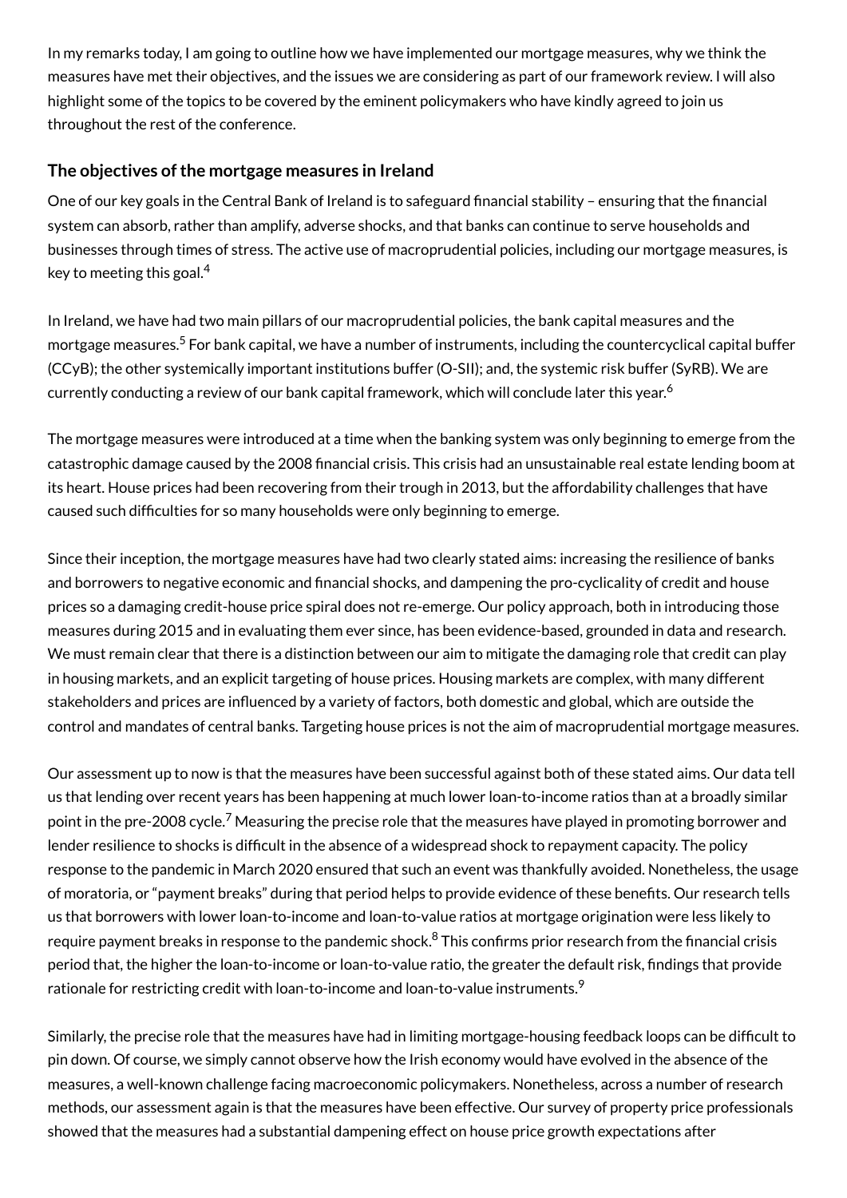In my remarks today, I am going to outline how we have implemented our mortgage measures, why we think the measures have met their objectives, and the issues we are considering as part of our framework review. I will also highlight some of the topics to be covered by the eminent policymakers who have kindly agreed to join us throughout the rest of the conference.

## The objectives of the mortgage measures in Ireland

One of our key goals in the Central Bank of Ireland is to safeguard financial stability – ensuring that the financial system can absorb, rather than amplify, adverse shocks, and that banks can continue to serve households and businesses through times of stress. The active use of macroprudential policies, including our mortgage measures, is key to meeting this goal.[4]

In Ireland, we have had two main pillars of our macroprudential policies, the bank capital measures and the mortgage measures.[5] For bank capital, we have a number of instruments, including the countercyclical capital buffer (CCyB); the other systemically important institutions buffer (O-SII); and, the systemic risk buffer (SyRB). We are currently conducting a review of our bank capital framework, which will conclude later this year.[6]

The mortgage measures were introduced at a time when the banking system was only beginning to emerge from the catastrophic damage caused by the 2008 financial crisis. This crisis had an unsustainable real estate lending boom at its heart. House prices had been recovering from their trough in 2013, but the affordability challenges that have caused such difficulties for so many households were only beginning to emerge.

Since their inception, the mortgage measures have had two clearly stated aims: increasing the resilience of banks and borrowers to negative economic and financial shocks, and dampening the pro-cyclicality of credit and house prices so a damaging credit-house price spiral does not re-emerge. Our policy approach, both in introducing those measures during 2015 and in evaluating them ever since, has been evidence-based, grounded in data and research. We must remain clear that there is a distinction between our aim to mitigate the damaging role that credit can play in housing markets, and an explicit targeting of house prices. Housing markets are complex, with many different stakeholders and prices are influenced by a variety of factors, both domestic and global, which are outside the control and mandates of central banks. Targeting house prices is not the aim of macroprudential mortgage measures.

Our assessment up to now is that the measures have been successful against both of these stated aims. Our data tell us that lending over recent years has been happening at much lower loan-to-income ratios than at a broadly similar point in the pre-2008 cycle.[7] Measuring the precise role that the measures have played in promoting borrower and lender resilience to shocks is difficult in the absence of a widespread shock to repayment capacity. The policy response to the pandemic in March 2020 ensured that such an event was thankfully avoided. Nonetheless, the usage of moratoria, or "payment breaks" during that period helps to provide evidence of these benefits. Our research tells us that borrowers with lower loan-to-income and loan-to-value ratios at mortgage origination were less likely to require payment breaks in response to the pandemic shock.[8] This confirms prior research from the financial crisis period that, the higher the loan-to-income or loan-to-value ratio, the greater the default risk, findings that provide rationale for restricting credit with loan-to-income and loan-to-value instruments.[9]

Similarly, the precise role that the measures have had in limiting mortgage-housing feedback loops can be difficult to pin down. Of course, we simply cannot observe how the Irish economy would have evolved in the absence of the measures, a well-known challenge facing macroeconomic policymakers. Nonetheless, across a number of research methods, our assessment again is that the measures have been effective. Our survey of property price professionals showed that the measures had a substantial dampening effect on house price growth expectations after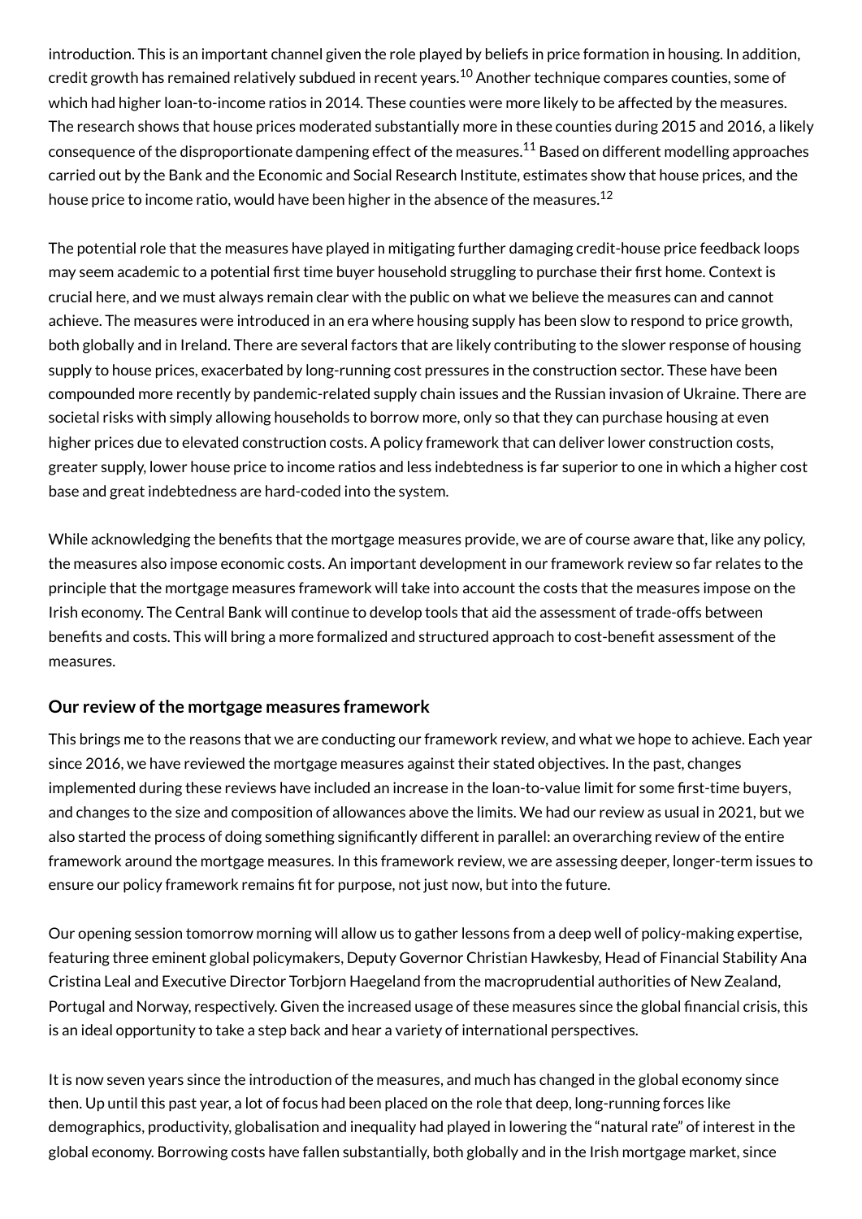introduction. This is an important channel given the role played by beliefs in price formation in housing. In addition, credit growth has remained relatively subdued in recent years.[10] Another technique compares counties, some of which had higher loan-to-income ratios in 2014. These counties were more likely to be affected by the measures. The research shows that house prices moderated substantially more in these counties during 2015 and 2016, a likely consequence of the disproportionate dampening effect of the measures.[11] Based on different modelling approaches carried out by the Bank and the Economic and Social Research Institute, estimates show that house prices, and the house price to income ratio, would have been higher in the absence of the measures.[12]

The potential role that the measures have played in mitigating further damaging credit-house price feedback loops may seem academic to a potential first time buyer household struggling to purchase their first home. Context is crucial here, and we must always remain clear with the public on what we believe the measures can and cannot achieve. The measures were introduced in an era where housing supply has been slow to respond to price growth, both globally and in Ireland. There are several factors that are likely contributing to the slower response of housing supply to house prices, exacerbated by long-running cost pressures in the construction sector. These have been compounded more recently by pandemic-related supply chain issues and the Russian invasion of Ukraine. There are societal risks with simply allowing households to borrow more, only so that they can purchase housing at even higher prices due to elevated construction costs. A policy framework that can deliver lower construction costs, greater supply, lower house price to income ratios and less indebtedness is far superior to one in which a higher cost base and great indebtedness are hard-coded into the system.

While acknowledging the benefits that the mortgage measures provide, we are of course aware that, like any policy, the measures also impose economic costs. An important development in our framework review so far relates to the principle that the mortgage measures framework will take into account the costs that the measures impose on the Irish economy. The Central Bank will continue to develop tools that aid the assessment of trade-offs between benefits and costs. This will bring a more formalized and structured approach to cost-benefit assessment of the measures.

## Our review of the mortgage measures framework

This brings me to the reasons that we are conducting our framework review, and what we hope to achieve. Each year since 2016, we have reviewed the mortgage measures against their stated objectives. In the past, changes implemented during these reviews have included an increase in the loan-to-value limit for some first-time buyers, and changes to the size and composition of allowances above the limits. We had our review as usual in 2021, but we also started the process of doing something significantly different in parallel: an overarching review of the entire framework around the mortgage measures. In this framework review, we are assessing deeper, longer-term issues to ensure our policy framework remains fit for purpose, not just now, but into the future.

Our opening session tomorrow morning will allow us to gather lessons from a deep well of policy-making expertise, featuring three eminent global policymakers, Deputy Governor Christian Hawkesby, Head of Financial Stability Ana Cristina Leal and Executive Director Torbjorn Haegeland from the macroprudential authorities of New Zealand, Portugal and Norway, respectively. Given the increased usage of these measures since the global financial crisis, this is an ideal opportunity to take a step back and hear a variety of international perspectives.

It is now seven years since the introduction of the measures, and much has changed in the global economy since then. Up until this past year, a lot of focus had been placed on the role that deep, long-running forces like demographics, productivity, globalisation and inequality had played in lowering the "natural rate" of interest in the global economy. Borrowing costs have fallen substantially, both globally and in the Irish mortgage market, since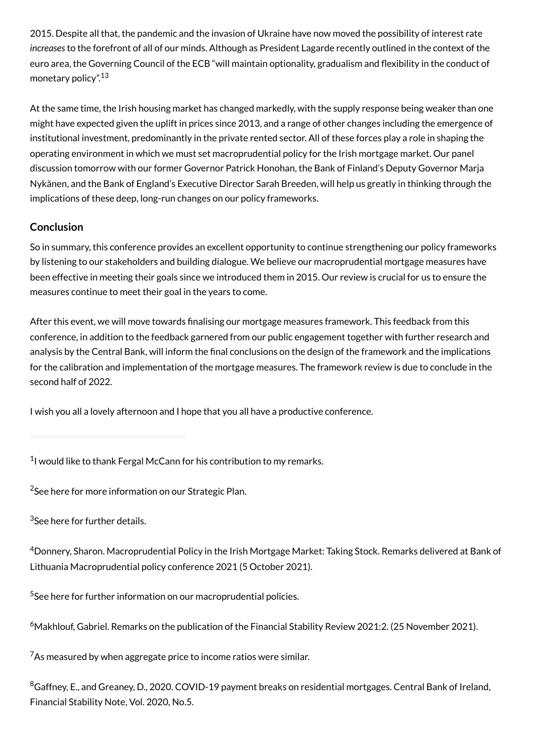2015. Despite all that, the pandemic and the invasion of Ukraine have now moved the possibility of interest rate *increases* to the forefront of all of our minds. Although as President Lagarde recently outlined in the context of the euro area, the Governing Council of the ECB "will maintain optionality, gradualism and flexibility in the conduct of monetary policy".[13]

At the same time, the Irish housing market has changed markedly, with the supply response being weaker than one might have expected given the uplift in prices since 2013, and a range of other changes including the emergence of institutional investment, predominantly in the private rented sector. All of these forces play a role in shaping the operating environment in which we must set macroprudential policy for the Irish mortgage market. Our panel discussion tomorrow with our former Governor Patrick Honohan, the Bank of Finland's Deputy Governor Marja Nykänen, and the Bank of England's Executive Director Sarah Breeden, will help us greatly in thinking through the implications of these deep, long-run changes on our policy frameworks.

## Conclusion

So in summary, this conference provides an excellent opportunity to continue strengthening our policy frameworks by listening to our stakeholders and building dialogue. We believe our macroprudential mortgage measures have been effective in meeting their goals since we introduced them in 2015. Our review is crucial for us to ensure the measures continue to meet their goal in the years to come.

After this event, we will move towards finalising our mortgage measures framework. This feedback from this conference, in addition to the feedback garnered from our public engagement together with further research and analysis by the Central Bank, will inform the final conclusions on the design of the framework and the implications for the calibration and implementation of the mortgage measures. The framework review is due to conclude in the second half of 2022.

I wish you all a lovely afternoon and I hope that you all have a productive conference.

---

[1] I would like to thank Fergal McCann for his contribution to my remarks.

[2] See here for more information on our Strategic Plan.

[3] See here for further details.

[4] Donnery, Sharon. Macroprudential Policy in the Irish Mortgage Market: Taking Stock. Remarks delivered at Bank of Lithuania Macroprudential policy conference 2021 (5 October 2021).

[5] See here for further information on our macroprudential policies.

[6] Makhlouf, Gabriel. Remarks on the publication of the Financial Stability Review 2021:2. (25 November 2021).

[7] As measured by when aggregate price to income ratios were similar.

[8] Gaffney, E., and Greaney, D., 2020. COVID-19 payment breaks on residential mortgages. Central Bank of Ireland, Financial Stability Note, Vol. 2020, No.5.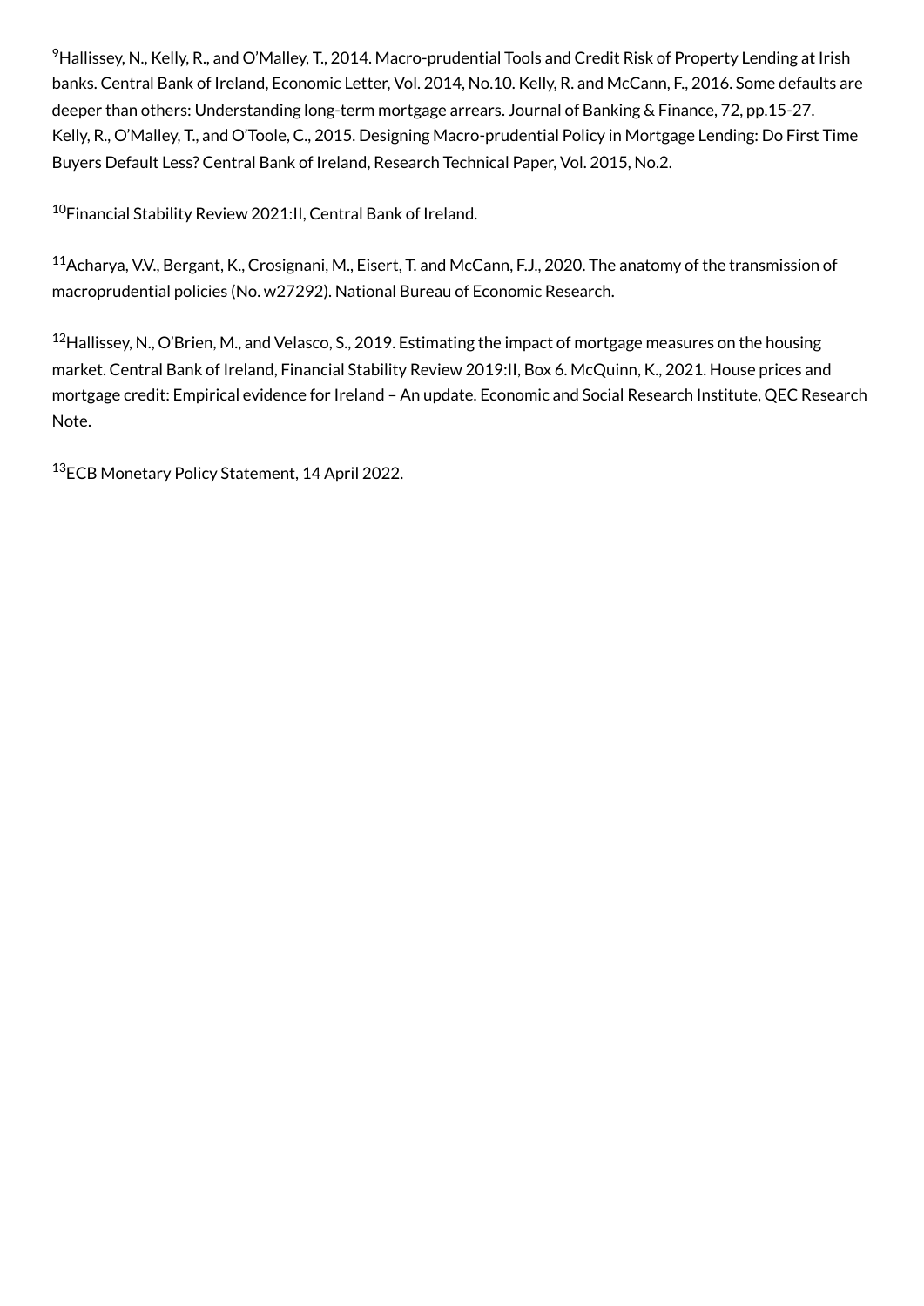[9]Hallissey, N., Kelly, R., and O'Malley, T., 2014. Macro-prudential Tools and Credit Risk of Property Lending at Irish banks. Central Bank of Ireland, Economic Letter, Vol. 2014, No.10. Kelly, R. and McCann, F., 2016. Some defaults are deeper than others: Understanding long-term mortgage arrears. Journal of Banking & Finance, 72, pp.15-27. Kelly, R., O'Malley, T., and O'Toole, C., 2015. Designing Macro-prudential Policy in Mortgage Lending: Do First Time Buyers Default Less? Central Bank of Ireland, Research Technical Paper, Vol. 2015, No.2.

[10]Financial Stability Review 2021:II, Central Bank of Ireland.

[11]Acharya, V.V., Bergant, K., Crosignani, M., Eisert, T. and McCann, F.J., 2020. The anatomy of the transmission of macroprudential policies (No. w27292). National Bureau of Economic Research.

[12]Hallissey, N., O'Brien, M., and Velasco, S., 2019. Estimating the impact of mortgage measures on the housing market. Central Bank of Ireland, Financial Stability Review 2019:II, Box 6. McQuinn, K., 2021. House prices and mortgage credit: Empirical evidence for Ireland – An update. Economic and Social Research Institute, QEC Research Note.

[13]ECB Monetary Policy Statement, 14 April 2022.